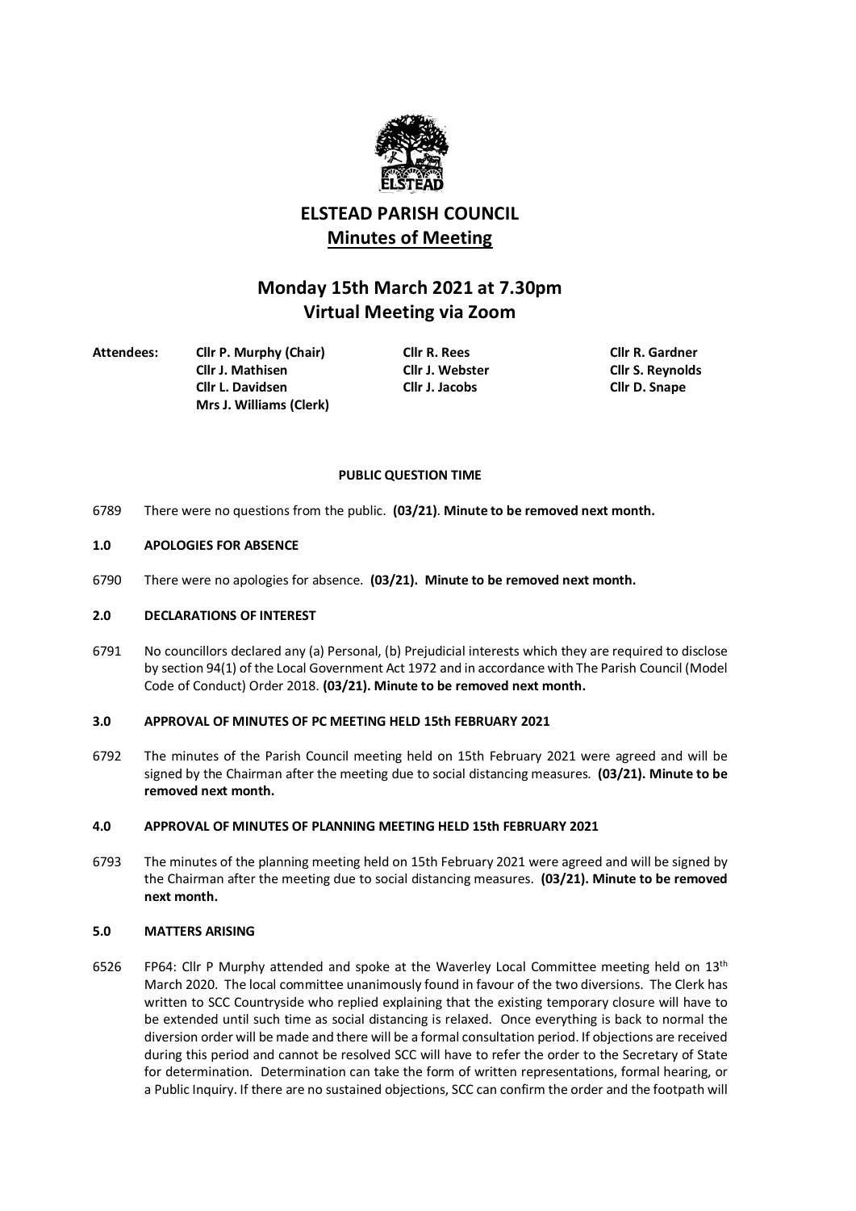# ELSTEAD PARISH COUNCIL

## Minutes of Meeting

## Monday 15th March 2021 at 7.30pm
## Virtual Meeting via Zoom

**Attendees:**

| | | |
|---|---|---|
| **Cllr P. Murphy (Chair)** | **Cllr R. Rees** | **Cllr R. Gardner** |
| **Cllr J. Mathisen** | **Cllr J. Webster** | **Cllr S. Reynolds** |
| **Cllr L. Davidsen** | **Cllr J. Jacobs** | **Cllr D. Snape** |
| **Mrs J. Williams (Clerk)** | | |

**PUBLIC QUESTION TIME**

6789 There were no questions from the public. **(03/21)**. **Minute to be removed next month.**

### 1.0 APOLOGIES FOR ABSENCE

6790 There were no apologies for absence. **(03/21). Minute to be removed next month.**

### 2.0 DECLARATIONS OF INTEREST

6791 No councillors declared any (a) Personal, (b) Prejudicial interests which they are required to disclose by section 94(1) of the Local Government Act 1972 and in accordance with The Parish Council (Model Code of Conduct) Order 2018. **(03/21). Minute to be removed next month.**

### 3.0 APPROVAL OF MINUTES OF PC MEETING HELD 15th FEBRUARY 2021

6792 The minutes of the Parish Council meeting held on 15th February 2021 were agreed and will be signed by the Chairman after the meeting due to social distancing measures. **(03/21). Minute to be removed next month.**

### 4.0 APPROVAL OF MINUTES OF PLANNING MEETING HELD 15th FEBRUARY 2021

6793 The minutes of the planning meeting held on 15th February 2021 were agreed and will be signed by the Chairman after the meeting due to social distancing measures. **(03/21). Minute to be removed next month.**

### 5.0 MATTERS ARISING

6526 FP64: Cllr P Murphy attended and spoke at the Waverley Local Committee meeting held on 13th March 2020. The local committee unanimously found in favour of the two diversions. The Clerk has written to SCC Countryside who replied explaining that the existing temporary closure will have to be extended until such time as social distancing is relaxed. Once everything is back to normal the diversion order will be made and there will be a formal consultation period. If objections are received during this period and cannot be resolved SCC will have to refer the order to the Secretary of State for determination. Determination can take the form of written representations, formal hearing, or a Public Inquiry. If there are no sustained objections, SCC can confirm the order and the footpath will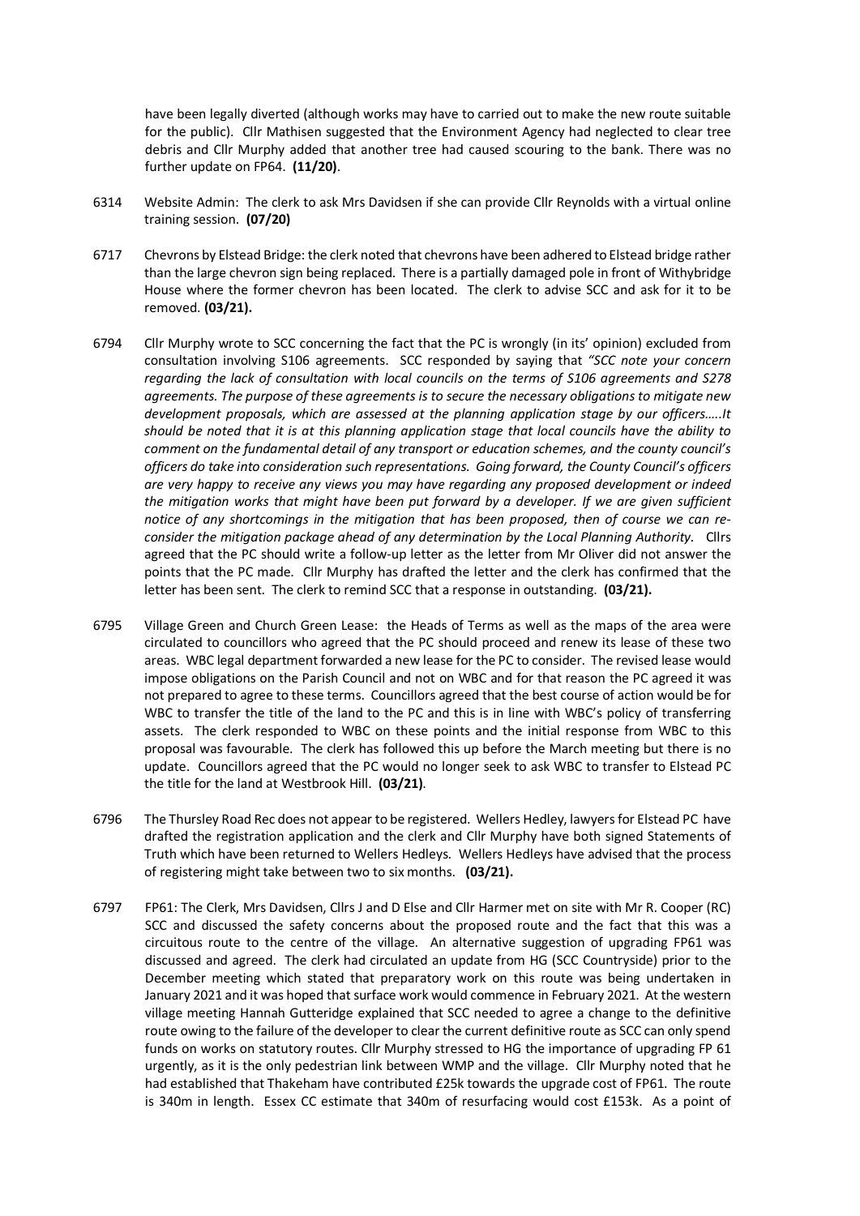have been legally diverted (although works may have to carried out to make the new route suitable for the public). Cllr Mathisen suggested that the Environment Agency had neglected to clear tree debris and Cllr Murphy added that another tree had caused scouring to the bank. There was no further update on FP64. **(11/20)**.

6314 Website Admin: The clerk to ask Mrs Davidsen if she can provide Cllr Reynolds with a virtual online training session. **(07/20)**

6717 Chevrons by Elstead Bridge: the clerk noted that chevrons have been adhered to Elstead bridge rather than the large chevron sign being replaced. There is a partially damaged pole in front of Withybridge House where the former chevron has been located. The clerk to advise SCC and ask for it to be removed. **(03/21).**

6794 Cllr Murphy wrote to SCC concerning the fact that the PC is wrongly (in its' opinion) excluded from consultation involving S106 agreements. SCC responded by saying that *"SCC note your concern regarding the lack of consultation with local councils on the terms of S106 agreements and S278 agreements. The purpose of these agreements is to secure the necessary obligations to mitigate new development proposals, which are assessed at the planning application stage by our officers…..It should be noted that it is at this planning application stage that local councils have the ability to comment on the fundamental detail of any transport or education schemes, and the county council's officers do take into consideration such representations. Going forward, the County Council's officers are very happy to receive any views you may have regarding any proposed development or indeed the mitigation works that might have been put forward by a developer. If we are given sufficient notice of any shortcomings in the mitigation that has been proposed, then of course we can re-consider the mitigation package ahead of any determination by the Local Planning Authority.* Cllrs agreed that the PC should write a follow-up letter as the letter from Mr Oliver did not answer the points that the PC made. Cllr Murphy has drafted the letter and the clerk has confirmed that the letter has been sent. The clerk to remind SCC that a response in outstanding. **(03/21).**

6795 Village Green and Church Green Lease: the Heads of Terms as well as the maps of the area were circulated to councillors who agreed that the PC should proceed and renew its lease of these two areas. WBC legal department forwarded a new lease for the PC to consider. The revised lease would impose obligations on the Parish Council and not on WBC and for that reason the PC agreed it was not prepared to agree to these terms. Councillors agreed that the best course of action would be for WBC to transfer the title of the land to the PC and this is in line with WBC's policy of transferring assets. The clerk responded to WBC on these points and the initial response from WBC to this proposal was favourable. The clerk has followed this up before the March meeting but there is no update. Councillors agreed that the PC would no longer seek to ask WBC to transfer to Elstead PC the title for the land at Westbrook Hill. **(03/21)**.

6796 The Thursley Road Rec does not appear to be registered. Wellers Hedley, lawyers for Elstead PC have drafted the registration application and the clerk and Cllr Murphy have both signed Statements of Truth which have been returned to Wellers Hedleys. Wellers Hedleys have advised that the process of registering might take between two to six months. **(03/21).**

6797 FP61: The Clerk, Mrs Davidsen, Cllrs J and D Else and Cllr Harmer met on site with Mr R. Cooper (RC) SCC and discussed the safety concerns about the proposed route and the fact that this was a circuitous route to the centre of the village. An alternative suggestion of upgrading FP61 was discussed and agreed. The clerk had circulated an update from HG (SCC Countryside) prior to the December meeting which stated that preparatory work on this route was being undertaken in January 2021 and it was hoped that surface work would commence in February 2021. At the western village meeting Hannah Gutteridge explained that SCC needed to agree a change to the definitive route owing to the failure of the developer to clear the current definitive route as SCC can only spend funds on works on statutory routes. Cllr Murphy stressed to HG the importance of upgrading FP 61 urgently, as it is the only pedestrian link between WMP and the village. Cllr Murphy noted that he had established that Thakeham have contributed £25k towards the upgrade cost of FP61. The route is 340m in length. Essex CC estimate that 340m of resurfacing would cost £153k. As a point of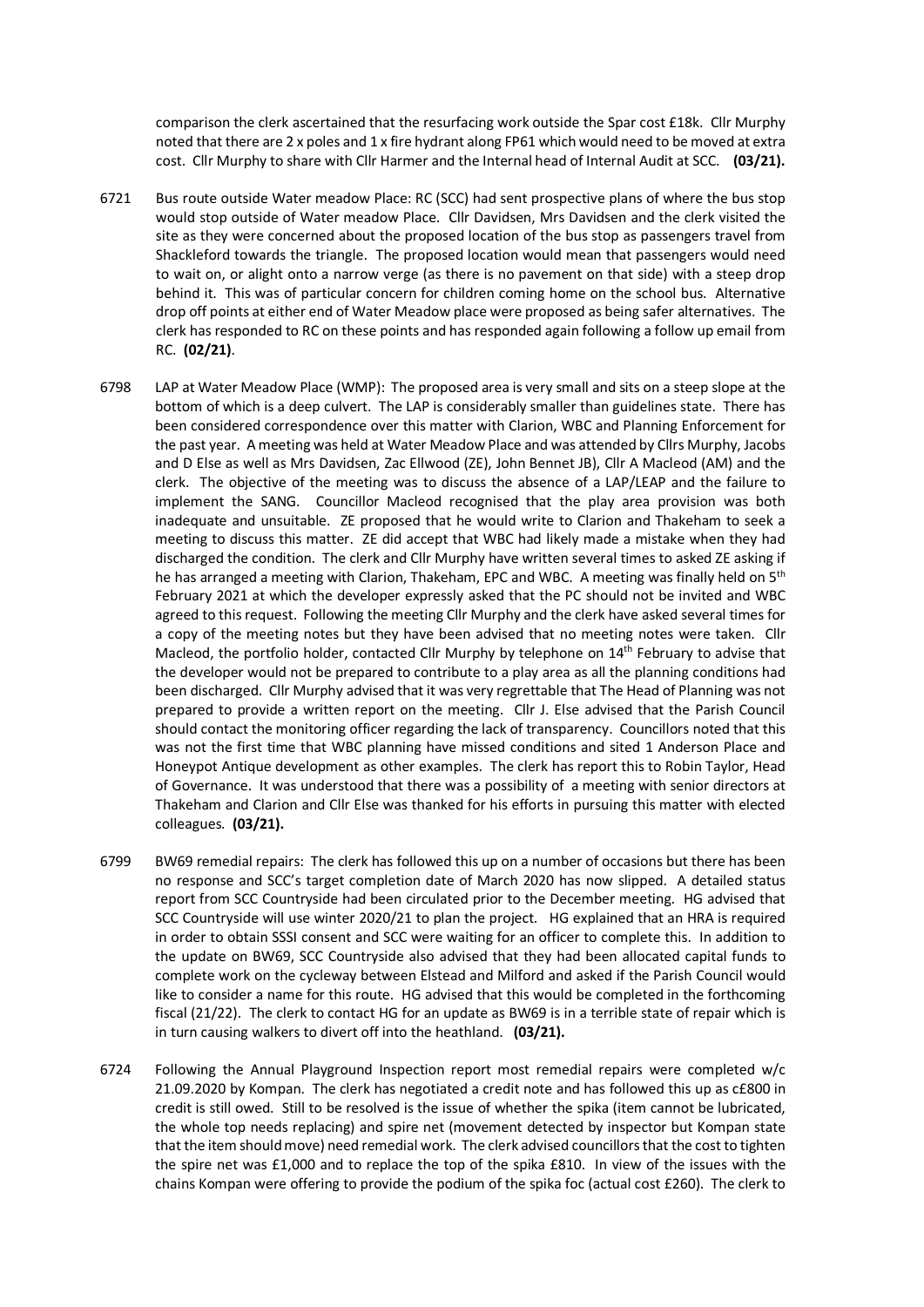comparison the clerk ascertained that the resurfacing work outside the Spar cost £18k. Cllr Murphy noted that there are 2 x poles and 1 x fire hydrant along FP61 which would need to be moved at extra cost. Cllr Murphy to share with Cllr Harmer and the Internal head of Internal Audit at SCC. **(03/21).**

6721 Bus route outside Water meadow Place: RC (SCC) had sent prospective plans of where the bus stop would stop outside of Water meadow Place. Cllr Davidsen, Mrs Davidsen and the clerk visited the site as they were concerned about the proposed location of the bus stop as passengers travel from Shackleford towards the triangle. The proposed location would mean that passengers would need to wait on, or alight onto a narrow verge (as there is no pavement on that side) with a steep drop behind it. This was of particular concern for children coming home on the school bus. Alternative drop off points at either end of Water Meadow place were proposed as being safer alternatives. The clerk has responded to RC on these points and has responded again following a follow up email from RC. **(02/21)**.

6798 LAP at Water Meadow Place (WMP): The proposed area is very small and sits on a steep slope at the bottom of which is a deep culvert. The LAP is considerably smaller than guidelines state. There has been considered correspondence over this matter with Clarion, WBC and Planning Enforcement for the past year. A meeting was held at Water Meadow Place and was attended by Cllrs Murphy, Jacobs and D Else as well as Mrs Davidsen, Zac Ellwood (ZE), John Bennet JB), Cllr A Macleod (AM) and the clerk. The objective of the meeting was to discuss the absence of a LAP/LEAP and the failure to implement the SANG. Councillor Macleod recognised that the play area provision was both inadequate and unsuitable. ZE proposed that he would write to Clarion and Thakeham to seek a meeting to discuss this matter. ZE did accept that WBC had likely made a mistake when they had discharged the condition. The clerk and Cllr Murphy have written several times to asked ZE asking if he has arranged a meeting with Clarion, Thakeham, EPC and WBC. A meeting was finally held on 5th February 2021 at which the developer expressly asked that the PC should not be invited and WBC agreed to this request. Following the meeting Cllr Murphy and the clerk have asked several times for a copy of the meeting notes but they have been advised that no meeting notes were taken. Cllr Macleod, the portfolio holder, contacted Cllr Murphy by telephone on 14th February to advise that the developer would not be prepared to contribute to a play area as all the planning conditions had been discharged. Cllr Murphy advised that it was very regrettable that The Head of Planning was not prepared to provide a written report on the meeting. Cllr J. Else advised that the Parish Council should contact the monitoring officer regarding the lack of transparency. Councillors noted that this was not the first time that WBC planning have missed conditions and sited 1 Anderson Place and Honeypot Antique development as other examples. The clerk has report this to Robin Taylor, Head of Governance. It was understood that there was a possibility of a meeting with senior directors at Thakeham and Clarion and Cllr Else was thanked for his efforts in pursuing this matter with elected colleagues. **(03/21).**

6799 BW69 remedial repairs: The clerk has followed this up on a number of occasions but there has been no response and SCC's target completion date of March 2020 has now slipped. A detailed status report from SCC Countryside had been circulated prior to the December meeting. HG advised that SCC Countryside will use winter 2020/21 to plan the project. HG explained that an HRA is required in order to obtain SSSI consent and SCC were waiting for an officer to complete this. In addition to the update on BW69, SCC Countryside also advised that they had been allocated capital funds to complete work on the cycleway between Elstead and Milford and asked if the Parish Council would like to consider a name for this route. HG advised that this would be completed in the forthcoming fiscal (21/22). The clerk to contact HG for an update as BW69 is in a terrible state of repair which is in turn causing walkers to divert off into the heathland. **(03/21).**

6724 Following the Annual Playground Inspection report most remedial repairs were completed w/c 21.09.2020 by Kompan. The clerk has negotiated a credit note and has followed this up as c£800 in credit is still owed. Still to be resolved is the issue of whether the spika (item cannot be lubricated, the whole top needs replacing) and spire net (movement detected by inspector but Kompan state that the item should move) need remedial work. The clerk advised councillors that the cost to tighten the spire net was £1,000 and to replace the top of the spika £810. In view of the issues with the chains Kompan were offering to provide the podium of the spika foc (actual cost £260). The clerk to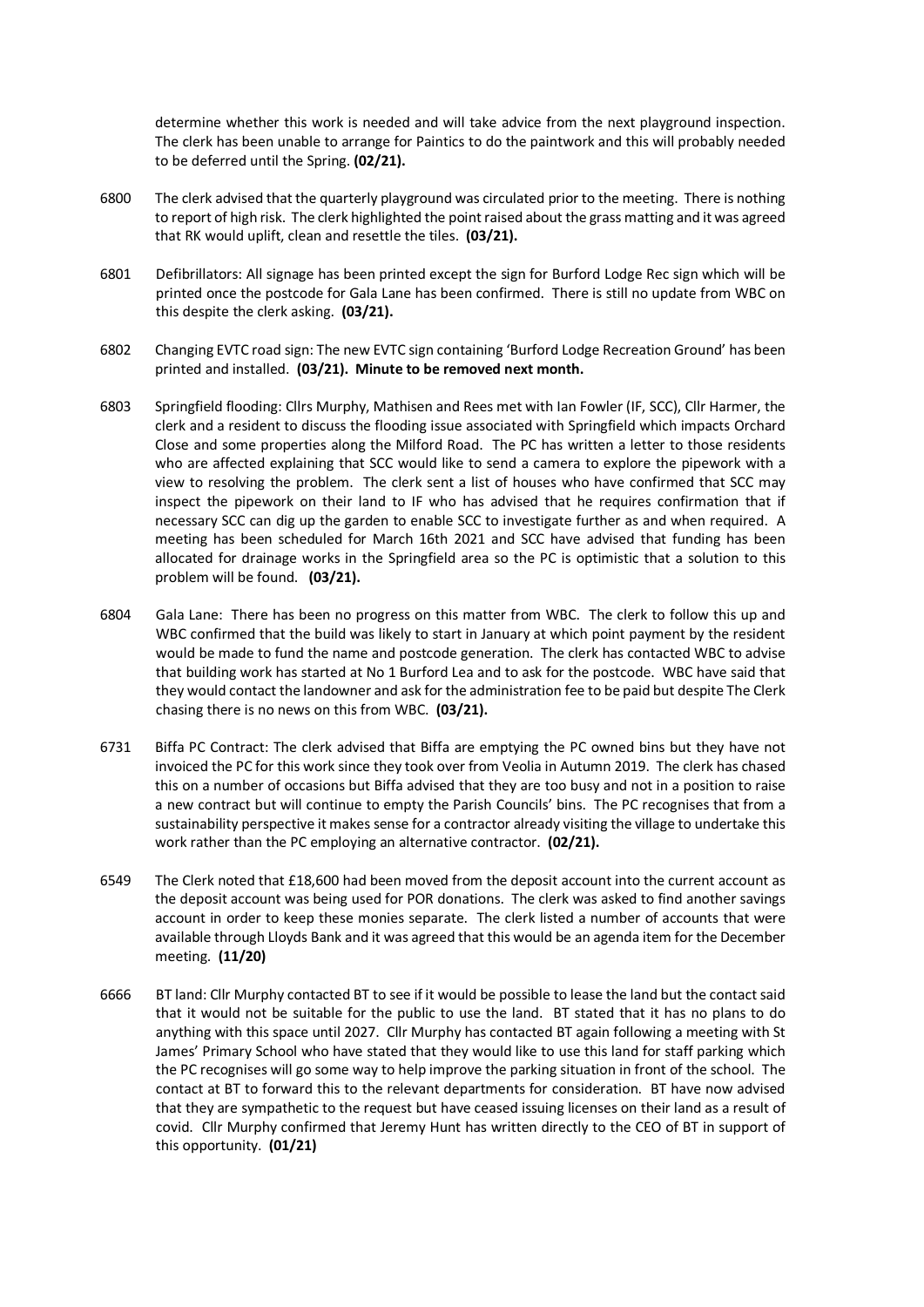determine whether this work is needed and will take advice from the next playground inspection. The clerk has been unable to arrange for Paintics to do the paintwork and this will probably needed to be deferred until the Spring. **(02/21).**

6800 The clerk advised that the quarterly playground was circulated prior to the meeting. There is nothing to report of high risk. The clerk highlighted the point raised about the grass matting and it was agreed that RK would uplift, clean and resettle the tiles. **(03/21).**

6801 Defibrillators: All signage has been printed except the sign for Burford Lodge Rec sign which will be printed once the postcode for Gala Lane has been confirmed. There is still no update from WBC on this despite the clerk asking. **(03/21).**

6802 Changing EVTC road sign: The new EVTC sign containing 'Burford Lodge Recreation Ground' has been printed and installed. **(03/21). Minute to be removed next month.**

6803 Springfield flooding: Cllrs Murphy, Mathisen and Rees met with Ian Fowler (IF, SCC), Cllr Harmer, the clerk and a resident to discuss the flooding issue associated with Springfield which impacts Orchard Close and some properties along the Milford Road. The PC has written a letter to those residents who are affected explaining that SCC would like to send a camera to explore the pipework with a view to resolving the problem. The clerk sent a list of houses who have confirmed that SCC may inspect the pipework on their land to IF who has advised that he requires confirmation that if necessary SCC can dig up the garden to enable SCC to investigate further as and when required. A meeting has been scheduled for March 16th 2021 and SCC have advised that funding has been allocated for drainage works in the Springfield area so the PC is optimistic that a solution to this problem will be found. **(03/21).**

6804 Gala Lane: There has been no progress on this matter from WBC. The clerk to follow this up and WBC confirmed that the build was likely to start in January at which point payment by the resident would be made to fund the name and postcode generation. The clerk has contacted WBC to advise that building work has started at No 1 Burford Lea and to ask for the postcode. WBC have said that they would contact the landowner and ask for the administration fee to be paid but despite The Clerk chasing there is no news on this from WBC. **(03/21).**

6731 Biffa PC Contract: The clerk advised that Biffa are emptying the PC owned bins but they have not invoiced the PC for this work since they took over from Veolia in Autumn 2019. The clerk has chased this on a number of occasions but Biffa advised that they are too busy and not in a position to raise a new contract but will continue to empty the Parish Councils' bins. The PC recognises that from a sustainability perspective it makes sense for a contractor already visiting the village to undertake this work rather than the PC employing an alternative contractor. **(02/21).**

6549 The Clerk noted that £18,600 had been moved from the deposit account into the current account as the deposit account was being used for POR donations. The clerk was asked to find another savings account in order to keep these monies separate. The clerk listed a number of accounts that were available through Lloyds Bank and it was agreed that this would be an agenda item for the December meeting. **(11/20)**

6666 BT land: Cllr Murphy contacted BT to see if it would be possible to lease the land but the contact said that it would not be suitable for the public to use the land. BT stated that it has no plans to do anything with this space until 2027. Cllr Murphy has contacted BT again following a meeting with St James' Primary School who have stated that they would like to use this land for staff parking which the PC recognises will go some way to help improve the parking situation in front of the school. The contact at BT to forward this to the relevant departments for consideration. BT have now advised that they are sympathetic to the request but have ceased issuing licenses on their land as a result of covid. Cllr Murphy confirmed that Jeremy Hunt has written directly to the CEO of BT in support of this opportunity. **(01/21)**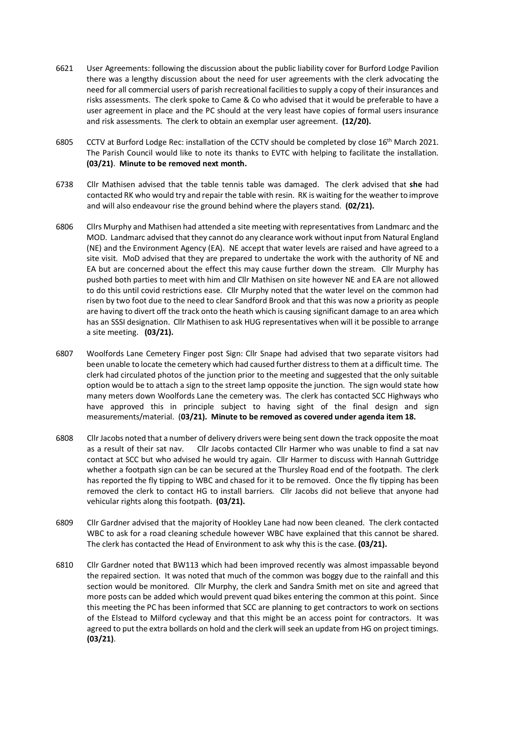6621 User Agreements: following the discussion about the public liability cover for Burford Lodge Pavilion there was a lengthy discussion about the need for user agreements with the clerk advocating the need for all commercial users of parish recreational facilities to supply a copy of their insurances and risks assessments. The clerk spoke to Came & Co who advised that it would be preferable to have a user agreement in place and the PC should at the very least have copies of formal users insurance and risk assessments. The clerk to obtain an exemplar user agreement. **(12/20).**

6805 CCTV at Burford Lodge Rec: installation of the CCTV should be completed by close 16th March 2021. The Parish Council would like to note its thanks to EVTC with helping to facilitate the installation. **(03/21)**. **Minute to be removed next month.**

6738 Cllr Mathisen advised that the table tennis table was damaged. The clerk advised that **she** had contacted RK who would try and repair the table with resin. RK is waiting for the weather to improve and will also endeavour rise the ground behind where the players stand. **(02/21).**

6806 Cllrs Murphy and Mathisen had attended a site meeting with representatives from Landmarc and the MOD. Landmarc advised that they cannot do any clearance work without input from Natural England (NE) and the Environment Agency (EA). NE accept that water levels are raised and have agreed to a site visit. MoD advised that they are prepared to undertake the work with the authority of NE and EA but are concerned about the effect this may cause further down the stream. Cllr Murphy has pushed both parties to meet with him and Cllr Mathisen on site however NE and EA are not allowed to do this until covid restrictions ease. Cllr Murphy noted that the water level on the common had risen by two foot due to the need to clear Sandford Brook and that this was now a priority as people are having to divert off the track onto the heath which is causing significant damage to an area which has an SSSI designation. Cllr Mathisen to ask HUG representatives when will it be possible to arrange a site meeting. **(03/21).**

6807 Woolfords Lane Cemetery Finger post Sign: Cllr Snape had advised that two separate visitors had been unable to locate the cemetery which had caused further distress to them at a difficult time. The clerk had circulated photos of the junction prior to the meeting and suggested that the only suitable option would be to attach a sign to the street lamp opposite the junction. The sign would state how many meters down Woolfords Lane the cemetery was. The clerk has contacted SCC Highways who have approved this in principle subject to having sight of the final design and sign measurements/material. (**03/21). Minute to be removed as covered under agenda item 18.**

6808 Cllr Jacobs noted that a number of delivery drivers were being sent down the track opposite the moat as a result of their sat nav. Cllr Jacobs contacted Cllr Harmer who was unable to find a sat nav contact at SCC but who advised he would try again. Cllr Harmer to discuss with Hannah Guttridge whether a footpath sign can be can be secured at the Thursley Road end of the footpath. The clerk has reported the fly tipping to WBC and chased for it to be removed. Once the fly tipping has been removed the clerk to contact HG to install barriers. Cllr Jacobs did not believe that anyone had vehicular rights along this footpath. **(03/21).**

6809 Cllr Gardner advised that the majority of Hookley Lane had now been cleaned. The clerk contacted WBC to ask for a road cleaning schedule however WBC have explained that this cannot be shared. The clerk has contacted the Head of Environment to ask why this is the case. **(03/21).**

6810 Cllr Gardner noted that BW113 which had been improved recently was almost impassable beyond the repaired section. It was noted that much of the common was boggy due to the rainfall and this section would be monitored. Cllr Murphy, the clerk and Sandra Smith met on site and agreed that more posts can be added which would prevent quad bikes entering the common at this point. Since this meeting the PC has been informed that SCC are planning to get contractors to work on sections of the Elstead to Milford cycleway and that this might be an access point for contractors. It was agreed to put the extra bollards on hold and the clerk will seek an update from HG on project timings. **(03/21)**.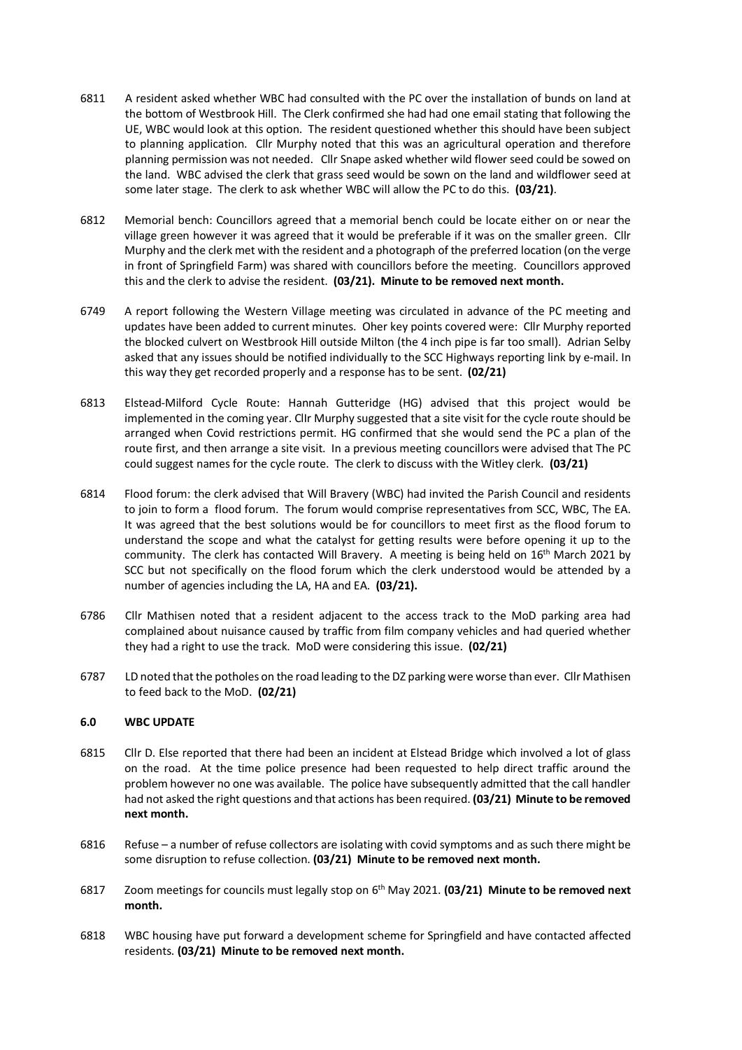6811 A resident asked whether WBC had consulted with the PC over the installation of bunds on land at the bottom of Westbrook Hill. The Clerk confirmed she had had one email stating that following the UE, WBC would look at this option. The resident questioned whether this should have been subject to planning application. Cllr Murphy noted that this was an agricultural operation and therefore planning permission was not needed. Cllr Snape asked whether wild flower seed could be sowed on the land. WBC advised the clerk that grass seed would be sown on the land and wildflower seed at some later stage. The clerk to ask whether WBC will allow the PC to do this. **(03/21)**.

6812 Memorial bench: Councillors agreed that a memorial bench could be locate either on or near the village green however it was agreed that it would be preferable if it was on the smaller green. Cllr Murphy and the clerk met with the resident and a photograph of the preferred location (on the verge in front of Springfield Farm) was shared with councillors before the meeting. Councillors approved this and the clerk to advise the resident. **(03/21). Minute to be removed next month.**

6749 A report following the Western Village meeting was circulated in advance of the PC meeting and updates have been added to current minutes. Oher key points covered were: Cllr Murphy reported the blocked culvert on Westbrook Hill outside Milton (the 4 inch pipe is far too small). Adrian Selby asked that any issues should be notified individually to the SCC Highways reporting link by e-mail. In this way they get recorded properly and a response has to be sent. **(02/21)**

6813 Elstead-Milford Cycle Route: Hannah Gutteridge (HG) advised that this project would be implemented in the coming year. Cllr Murphy suggested that a site visit for the cycle route should be arranged when Covid restrictions permit. HG confirmed that she would send the PC a plan of the route first, and then arrange a site visit. In a previous meeting councillors were advised that The PC could suggest names for the cycle route. The clerk to discuss with the Witley clerk. **(03/21)**

6814 Flood forum: the clerk advised that Will Bravery (WBC) had invited the Parish Council and residents to join to form a flood forum. The forum would comprise representatives from SCC, WBC, The EA. It was agreed that the best solutions would be for councillors to meet first as the flood forum to understand the scope and what the catalyst for getting results were before opening it up to the community. The clerk has contacted Will Bravery. A meeting is being held on 16th March 2021 by SCC but not specifically on the flood forum which the clerk understood would be attended by a number of agencies including the LA, HA and EA. **(03/21).**

6786 Cllr Mathisen noted that a resident adjacent to the access track to the MoD parking area had complained about nuisance caused by traffic from film company vehicles and had queried whether they had a right to use the track. MoD were considering this issue. **(02/21)**

6787 LD noted that the potholes on the road leading to the DZ parking were worse than ever. Cllr Mathisen to feed back to the MoD. **(02/21)**

### 6.0 WBC UPDATE

6815 Cllr D. Else reported that there had been an incident at Elstead Bridge which involved a lot of glass on the road. At the time police presence had been requested to help direct traffic around the problem however no one was available. The police have subsequently admitted that the call handler had not asked the right questions and that actions has been required. **(03/21) Minute to be removed next month.**

6816 Refuse – a number of refuse collectors are isolating with covid symptoms and as such there might be some disruption to refuse collection. **(03/21) Minute to be removed next month.**

6817 Zoom meetings for councils must legally stop on 6th May 2021. **(03/21) Minute to be removed next month.**

6818 WBC housing have put forward a development scheme for Springfield and have contacted affected residents. **(03/21) Minute to be removed next month.**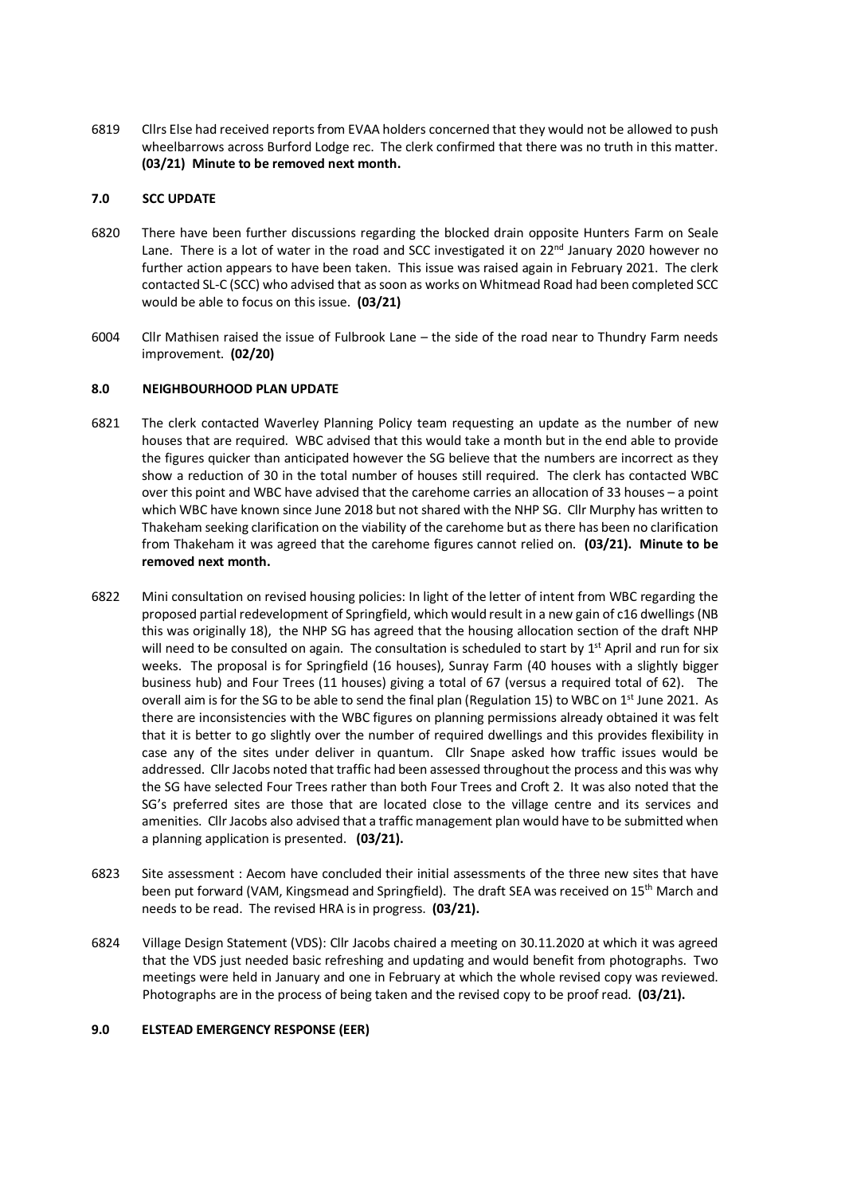6819 Cllrs Else had received reports from EVAA holders concerned that they would not be allowed to push wheelbarrows across Burford Lodge rec. The clerk confirmed that there was no truth in this matter. **(03/21) Minute to be removed next month.**

## 7.0 SCC UPDATE

6820 There have been further discussions regarding the blocked drain opposite Hunters Farm on Seale Lane. There is a lot of water in the road and SCC investigated it on 22nd January 2020 however no further action appears to have been taken. This issue was raised again in February 2021. The clerk contacted SL-C (SCC) who advised that as soon as works on Whitmead Road had been completed SCC would be able to focus on this issue. **(03/21)**

6004 Cllr Mathisen raised the issue of Fulbrook Lane – the side of the road near to Thundry Farm needs improvement. **(02/20)**

## 8.0 NEIGHBOURHOOD PLAN UPDATE

6821 The clerk contacted Waverley Planning Policy team requesting an update as the number of new houses that are required. WBC advised that this would take a month but in the end able to provide the figures quicker than anticipated however the SG believe that the numbers are incorrect as they show a reduction of 30 in the total number of houses still required. The clerk has contacted WBC over this point and WBC have advised that the carehome carries an allocation of 33 houses – a point which WBC have known since June 2018 but not shared with the NHP SG. Cllr Murphy has written to Thakeham seeking clarification on the viability of the carehome but as there has been no clarification from Thakeham it was agreed that the carehome figures cannot relied on. **(03/21). Minute to be removed next month.**

6822 Mini consultation on revised housing policies: In light of the letter of intent from WBC regarding the proposed partial redevelopment of Springfield, which would result in a new gain of c16 dwellings (NB this was originally 18), the NHP SG has agreed that the housing allocation section of the draft NHP will need to be consulted on again. The consultation is scheduled to start by 1st April and run for six weeks. The proposal is for Springfield (16 houses), Sunray Farm (40 houses with a slightly bigger business hub) and Four Trees (11 houses) giving a total of 67 (versus a required total of 62). The overall aim is for the SG to be able to send the final plan (Regulation 15) to WBC on 1st June 2021. As there are inconsistencies with the WBC figures on planning permissions already obtained it was felt that it is better to go slightly over the number of required dwellings and this provides flexibility in case any of the sites under deliver in quantum. Cllr Snape asked how traffic issues would be addressed. Cllr Jacobs noted that traffic had been assessed throughout the process and this was why the SG have selected Four Trees rather than both Four Trees and Croft 2. It was also noted that the SG's preferred sites are those that are located close to the village centre and its services and amenities. Cllr Jacobs also advised that a traffic management plan would have to be submitted when a planning application is presented. **(03/21).**

6823 Site assessment : Aecom have concluded their initial assessments of the three new sites that have been put forward (VAM, Kingsmead and Springfield). The draft SEA was received on 15th March and needs to be read. The revised HRA is in progress. **(03/21).**

6824 Village Design Statement (VDS): Cllr Jacobs chaired a meeting on 30.11.2020 at which it was agreed that the VDS just needed basic refreshing and updating and would benefit from photographs. Two meetings were held in January and one in February at which the whole revised copy was reviewed. Photographs are in the process of being taken and the revised copy to be proof read. **(03/21).**

## 9.0 ELSTEAD EMERGENCY RESPONSE (EER)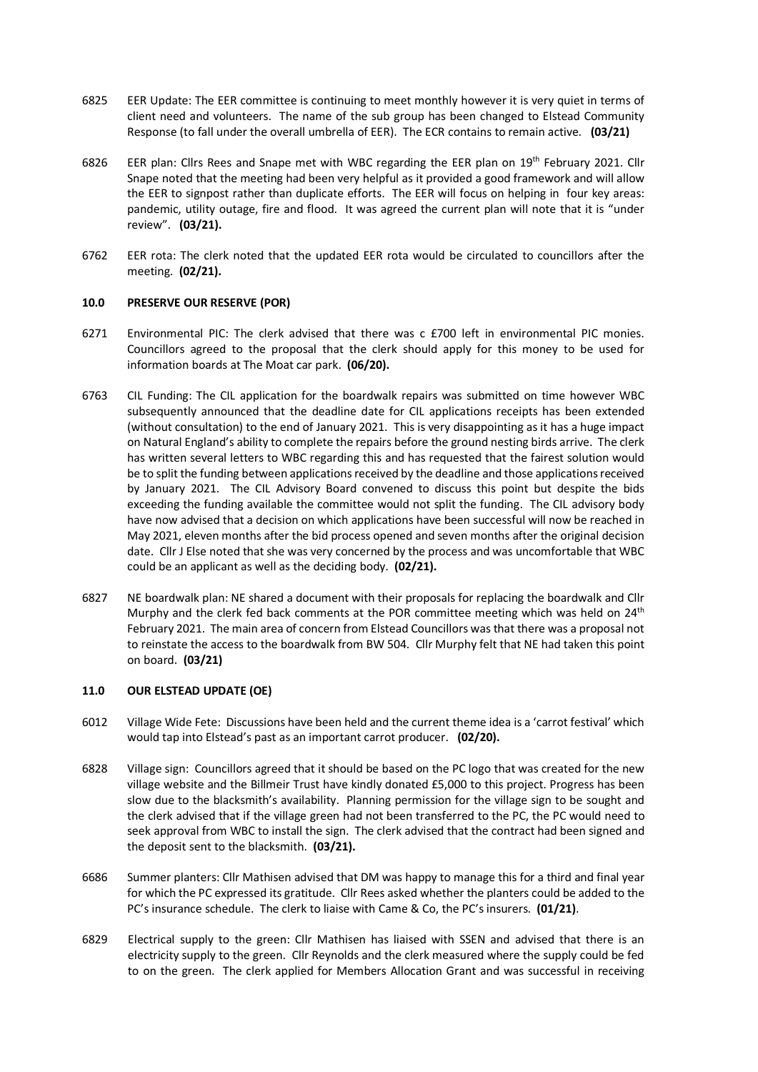6825 EER Update: The EER committee is continuing to meet monthly however it is very quiet in terms of client need and volunteers. The name of the sub group has been changed to Elstead Community Response (to fall under the overall umbrella of EER). The ECR contains to remain active. **(03/21)**

6826 EER plan: Cllrs Rees and Snape met with WBC regarding the EER plan on 19th February 2021. Cllr Snape noted that the meeting had been very helpful as it provided a good framework and will allow the EER to signpost rather than duplicate efforts. The EER will focus on helping in four key areas: pandemic, utility outage, fire and flood. It was agreed the current plan will note that it is "under review". **(03/21).**

6762 EER rota: The clerk noted that the updated EER rota would be circulated to councillors after the meeting. **(02/21).**

## 10.0 PRESERVE OUR RESERVE (POR)

6271 Environmental PIC: The clerk advised that there was c £700 left in environmental PIC monies. Councillors agreed to the proposal that the clerk should apply for this money to be used for information boards at The Moat car park. **(06/20).**

6763 CIL Funding: The CIL application for the boardwalk repairs was submitted on time however WBC subsequently announced that the deadline date for CIL applications receipts has been extended (without consultation) to the end of January 2021. This is very disappointing as it has a huge impact on Natural England's ability to complete the repairs before the ground nesting birds arrive. The clerk has written several letters to WBC regarding this and has requested that the fairest solution would be to split the funding between applications received by the deadline and those applications received by January 2021. The CIL Advisory Board convened to discuss this point but despite the bids exceeding the funding available the committee would not split the funding. The CIL advisory body have now advised that a decision on which applications have been successful will now be reached in May 2021, eleven months after the bid process opened and seven months after the original decision date. Cllr J Else noted that she was very concerned by the process and was uncomfortable that WBC could be an applicant as well as the deciding body. **(02/21).**

6827 NE boardwalk plan: NE shared a document with their proposals for replacing the boardwalk and Cllr Murphy and the clerk fed back comments at the POR committee meeting which was held on 24th February 2021. The main area of concern from Elstead Councillors was that there was a proposal not to reinstate the access to the boardwalk from BW 504. Cllr Murphy felt that NE had taken this point on board. **(03/21)**

## 11.0 OUR ELSTEAD UPDATE (OE)

6012 Village Wide Fete: Discussions have been held and the current theme idea is a 'carrot festival' which would tap into Elstead's past as an important carrot producer. **(02/20).**

6828 Village sign: Councillors agreed that it should be based on the PC logo that was created for the new village website and the Billmeir Trust have kindly donated £5,000 to this project. Progress has been slow due to the blacksmith's availability. Planning permission for the village sign to be sought and the clerk advised that if the village green had not been transferred to the PC, the PC would need to seek approval from WBC to install the sign. The clerk advised that the contract had been signed and the deposit sent to the blacksmith. **(03/21).**

6686 Summer planters: Cllr Mathisen advised that DM was happy to manage this for a third and final year for which the PC expressed its gratitude. Cllr Rees asked whether the planters could be added to the PC's insurance schedule. The clerk to liaise with Came & Co, the PC's insurers. **(01/21)**.

6829 Electrical supply to the green: Cllr Mathisen has liaised with SSEN and advised that there is an electricity supply to the green. Cllr Reynolds and the clerk measured where the supply could be fed to on the green. The clerk applied for Members Allocation Grant and was successful in receiving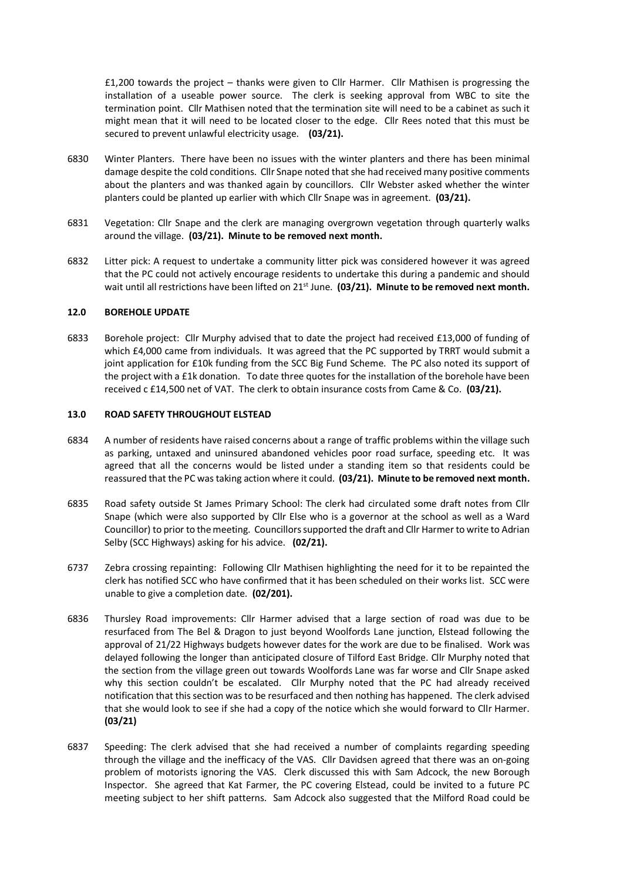£1,200 towards the project – thanks were given to Cllr Harmer. Cllr Mathisen is progressing the installation of a useable power source. The clerk is seeking approval from WBC to site the termination point. Cllr Mathisen noted that the termination site will need to be a cabinet as such it might mean that it will need to be located closer to the edge. Cllr Rees noted that this must be secured to prevent unlawful electricity usage. **(03/21).**

6830 Winter Planters. There have been no issues with the winter planters and there has been minimal damage despite the cold conditions. Cllr Snape noted that she had received many positive comments about the planters and was thanked again by councillors. Cllr Webster asked whether the winter planters could be planted up earlier with which Cllr Snape was in agreement. **(03/21).**

6831 Vegetation: Cllr Snape and the clerk are managing overgrown vegetation through quarterly walks around the village. **(03/21). Minute to be removed next month.**

6832 Litter pick: A request to undertake a community litter pick was considered however it was agreed that the PC could not actively encourage residents to undertake this during a pandemic and should wait until all restrictions have been lifted on 21st June. **(03/21). Minute to be removed next month.**

## 12.0 BOREHOLE UPDATE

6833 Borehole project: Cllr Murphy advised that to date the project had received £13,000 of funding of which £4,000 came from individuals. It was agreed that the PC supported by TRRT would submit a joint application for £10k funding from the SCC Big Fund Scheme. The PC also noted its support of the project with a £1k donation. To date three quotes for the installation of the borehole have been received c £14,500 net of VAT. The clerk to obtain insurance costs from Came & Co. **(03/21).**

## 13.0 ROAD SAFETY THROUGHOUT ELSTEAD

6834 A number of residents have raised concerns about a range of traffic problems within the village such as parking, untaxed and uninsured abandoned vehicles poor road surface, speeding etc. It was agreed that all the concerns would be listed under a standing item so that residents could be reassured that the PC was taking action where it could. **(03/21). Minute to be removed next month.**

6835 Road safety outside St James Primary School: The clerk had circulated some draft notes from Cllr Snape (which were also supported by Cllr Else who is a governor at the school as well as a Ward Councillor) to prior to the meeting. Councillors supported the draft and Cllr Harmer to write to Adrian Selby (SCC Highways) asking for his advice. **(02/21).**

6737 Zebra crossing repainting: Following Cllr Mathisen highlighting the need for it to be repainted the clerk has notified SCC who have confirmed that it has been scheduled on their works list. SCC were unable to give a completion date. **(02/201).**

6836 Thursley Road improvements: Cllr Harmer advised that a large section of road was due to be resurfaced from The Bel & Dragon to just beyond Woolfords Lane junction, Elstead following the approval of 21/22 Highways budgets however dates for the work are due to be finalised. Work was delayed following the longer than anticipated closure of Tilford East Bridge. Cllr Murphy noted that the section from the village green out towards Woolfords Lane was far worse and Cllr Snape asked why this section couldn't be escalated. Cllr Murphy noted that the PC had already received notification that this section was to be resurfaced and then nothing has happened. The clerk advised that she would look to see if she had a copy of the notice which she would forward to Cllr Harmer. **(03/21)**

6837 Speeding: The clerk advised that she had received a number of complaints regarding speeding through the village and the inefficacy of the VAS. Cllr Davidsen agreed that there was an on-going problem of motorists ignoring the VAS. Clerk discussed this with Sam Adcock, the new Borough Inspector. She agreed that Kat Farmer, the PC covering Elstead, could be invited to a future PC meeting subject to her shift patterns. Sam Adcock also suggested that the Milford Road could be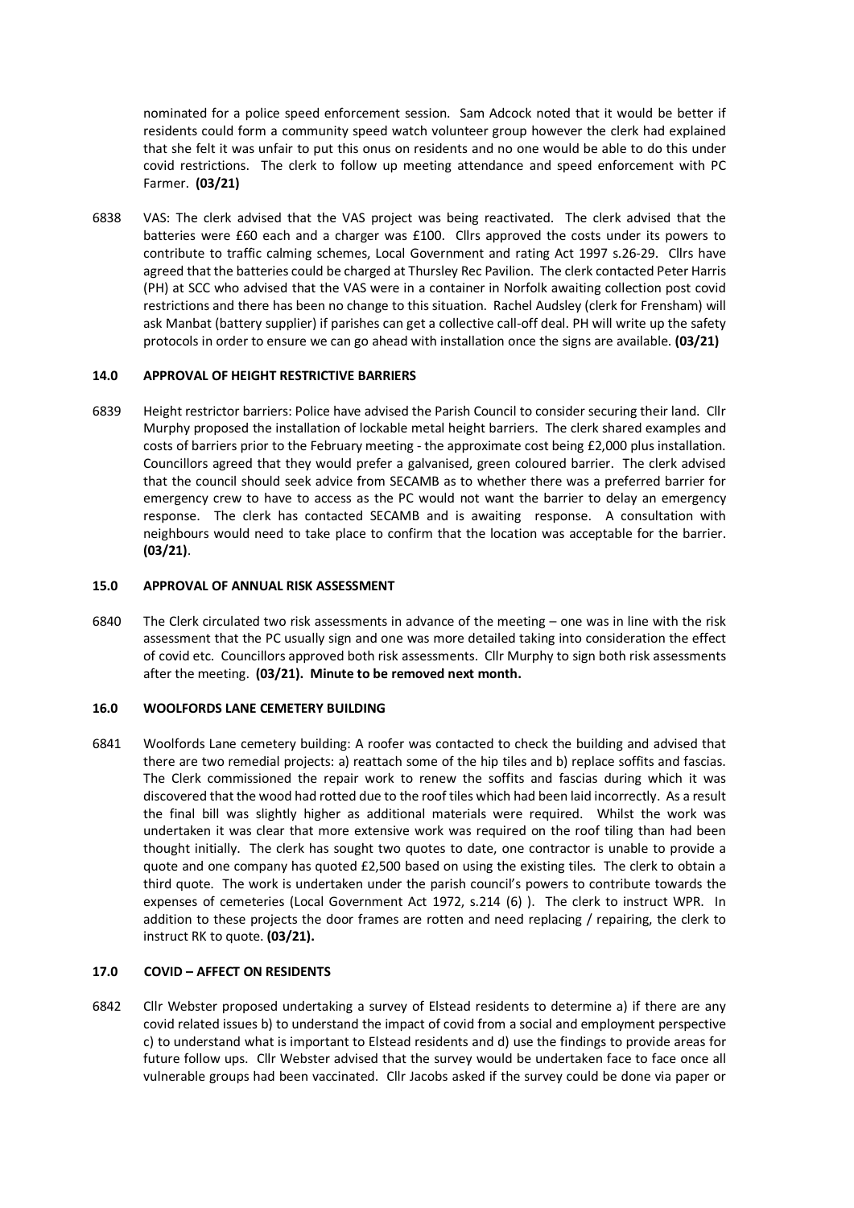nominated for a police speed enforcement session. Sam Adcock noted that it would be better if residents could form a community speed watch volunteer group however the clerk had explained that she felt it was unfair to put this onus on residents and no one would be able to do this under covid restrictions. The clerk to follow up meeting attendance and speed enforcement with PC Farmer. **(03/21)**

6838 VAS: The clerk advised that the VAS project was being reactivated. The clerk advised that the batteries were £60 each and a charger was £100. Cllrs approved the costs under its powers to contribute to traffic calming schemes, Local Government and rating Act 1997 s.26-29. Cllrs have agreed that the batteries could be charged at Thursley Rec Pavilion. The clerk contacted Peter Harris (PH) at SCC who advised that the VAS were in a container in Norfolk awaiting collection post covid restrictions and there has been no change to this situation. Rachel Audsley (clerk for Frensham) will ask Manbat (battery supplier) if parishes can get a collective call-off deal. PH will write up the safety protocols in order to ensure we can go ahead with installation once the signs are available. **(03/21)**

#### 14.0 APPROVAL OF HEIGHT RESTRICTIVE BARRIERS

6839 Height restrictor barriers: Police have advised the Parish Council to consider securing their land. Cllr Murphy proposed the installation of lockable metal height barriers. The clerk shared examples and costs of barriers prior to the February meeting - the approximate cost being £2,000 plus installation. Councillors agreed that they would prefer a galvanised, green coloured barrier. The clerk advised that the council should seek advice from SECAMB as to whether there was a preferred barrier for emergency crew to have to access as the PC would not want the barrier to delay an emergency response. The clerk has contacted SECAMB and is awaiting response. A consultation with neighbours would need to take place to confirm that the location was acceptable for the barrier. **(03/21)**.

#### 15.0 APPROVAL OF ANNUAL RISK ASSESSMENT

6840 The Clerk circulated two risk assessments in advance of the meeting – one was in line with the risk assessment that the PC usually sign and one was more detailed taking into consideration the effect of covid etc. Councillors approved both risk assessments. Cllr Murphy to sign both risk assessments after the meeting. **(03/21). Minute to be removed next month.**

#### 16.0 WOOLFORDS LANE CEMETERY BUILDING

6841 Woolfords Lane cemetery building: A roofer was contacted to check the building and advised that there are two remedial projects: a) reattach some of the hip tiles and b) replace soffits and fascias. The Clerk commissioned the repair work to renew the soffits and fascias during which it was discovered that the wood had rotted due to the roof tiles which had been laid incorrectly. As a result the final bill was slightly higher as additional materials were required. Whilst the work was undertaken it was clear that more extensive work was required on the roof tiling than had been thought initially. The clerk has sought two quotes to date, one contractor is unable to provide a quote and one company has quoted £2,500 based on using the existing tiles. The clerk to obtain a third quote. The work is undertaken under the parish council's powers to contribute towards the expenses of cemeteries (Local Government Act 1972, s.214 (6) ). The clerk to instruct WPR. In addition to these projects the door frames are rotten and need replacing / repairing, the clerk to instruct RK to quote. **(03/21).**

#### 17.0 COVID – AFFECT ON RESIDENTS

6842 Cllr Webster proposed undertaking a survey of Elstead residents to determine a) if there are any covid related issues b) to understand the impact of covid from a social and employment perspective c) to understand what is important to Elstead residents and d) use the findings to provide areas for future follow ups. Cllr Webster advised that the survey would be undertaken face to face once all vulnerable groups had been vaccinated. Cllr Jacobs asked if the survey could be done via paper or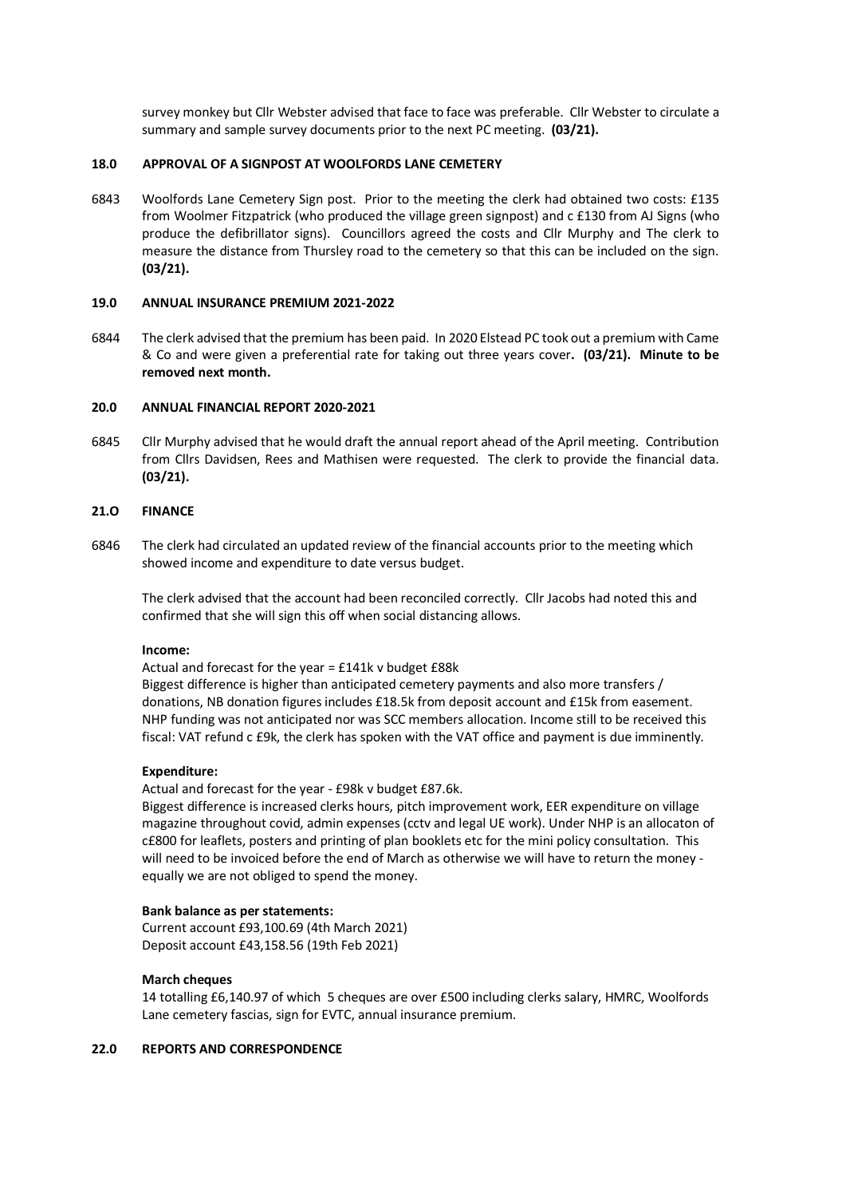survey monkey but Cllr Webster advised that face to face was preferable. Cllr Webster to circulate a summary and sample survey documents prior to the next PC meeting. **(03/21).**

### 18.0 APPROVAL OF A SIGNPOST AT WOOLFORDS LANE CEMETERY

6843 Woolfords Lane Cemetery Sign post. Prior to the meeting the clerk had obtained two costs: £135 from Woolmer Fitzpatrick (who produced the village green signpost) and c £130 from AJ Signs (who produce the defibrillator signs). Councillors agreed the costs and Cllr Murphy and The clerk to measure the distance from Thursley road to the cemetery so that this can be included on the sign. **(03/21).**

### 19.0 ANNUAL INSURANCE PREMIUM 2021-2022

6844 The clerk advised that the premium has been paid. In 2020 Elstead PC took out a premium with Came & Co and were given a preferential rate for taking out three years cover**. (03/21). Minute to be removed next month.**

### 20.0 ANNUAL FINANCIAL REPORT 2020-2021

6845 Cllr Murphy advised that he would draft the annual report ahead of the April meeting. Contribution from Cllrs Davidsen, Rees and Mathisen were requested. The clerk to provide the financial data. **(03/21).**

### 21.O FINANCE

6846 The clerk had circulated an updated review of the financial accounts prior to the meeting which showed income and expenditure to date versus budget.

The clerk advised that the account had been reconciled correctly. Cllr Jacobs had noted this and confirmed that she will sign this off when social distancing allows.

**Income:**

Actual and forecast for the year = £141k v budget £88k
Biggest difference is higher than anticipated cemetery payments and also more transfers / donations, NB donation figures includes £18.5k from deposit account and £15k from easement. NHP funding was not anticipated nor was SCC members allocation. Income still to be received this fiscal: VAT refund c £9k, the clerk has spoken with the VAT office and payment is due imminently.

**Expenditure:**

Actual and forecast for the year - £98k v budget £87.6k.
Biggest difference is increased clerks hours, pitch improvement work, EER expenditure on village magazine throughout covid, admin expenses (cctv and legal UE work). Under NHP is an allocaton of c£800 for leaflets, posters and printing of plan booklets etc for the mini policy consultation. This will need to be invoiced before the end of March as otherwise we will have to return the money - equally we are not obliged to spend the money.

**Bank balance as per statements:**

Current account £93,100.69 (4th March 2021)
Deposit account £43,158.56 (19th Feb 2021)

**March cheques**

14 totalling £6,140.97 of which 5 cheques are over £500 including clerks salary, HMRC, Woolfords Lane cemetery fascias, sign for EVTC, annual insurance premium.

### 22.0 REPORTS AND CORRESPONDENCE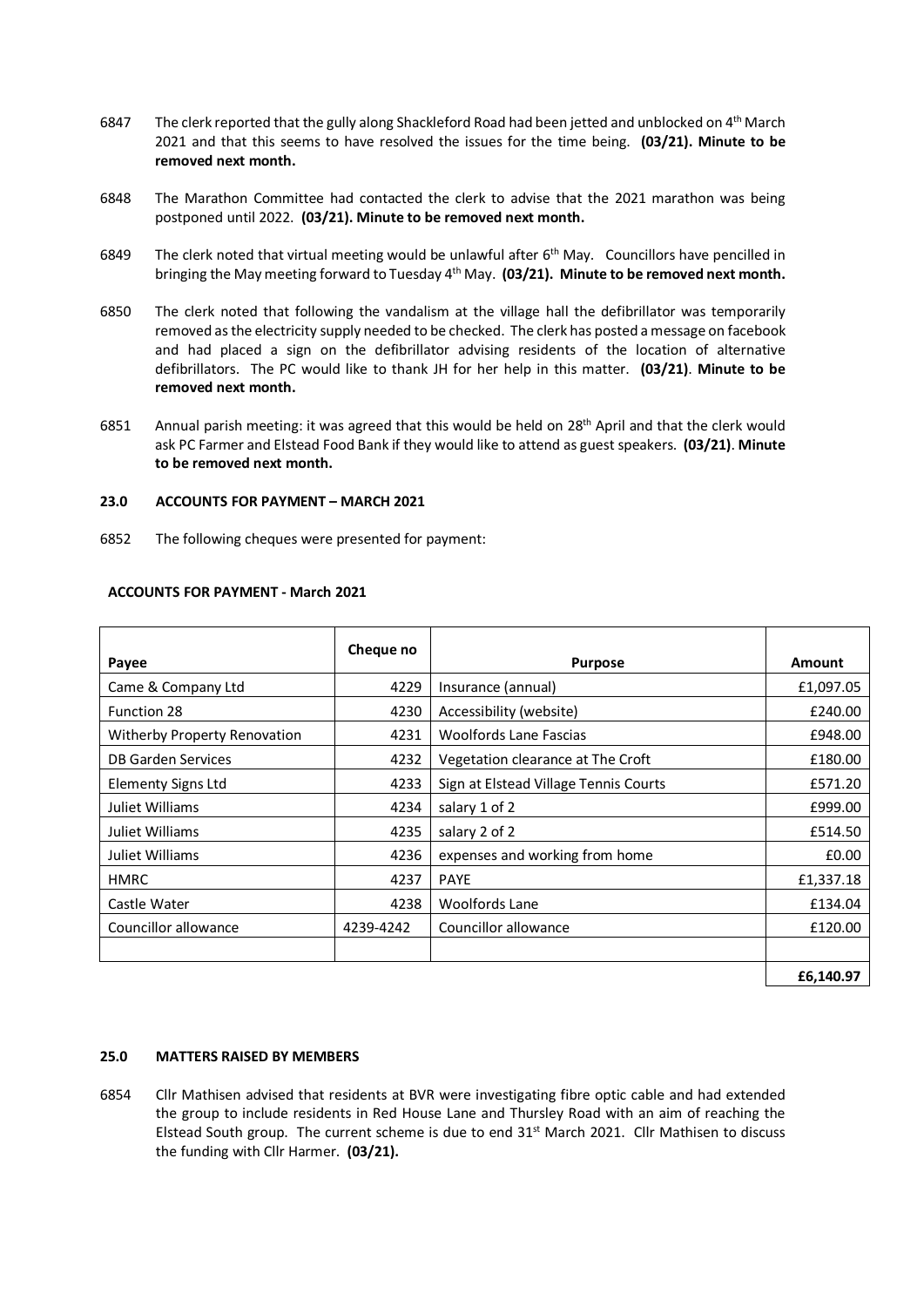6847 The clerk reported that the gully along Shackleford Road had been jetted and unblocked on 4th March 2021 and that this seems to have resolved the issues for the time being. **(03/21). Minute to be removed next month.**

6848 The Marathon Committee had contacted the clerk to advise that the 2021 marathon was being postponed until 2022. **(03/21). Minute to be removed next month.**

6849 The clerk noted that virtual meeting would be unlawful after 6th May. Councillors have pencilled in bringing the May meeting forward to Tuesday 4th May. **(03/21). Minute to be removed next month.**

6850 The clerk noted that following the vandalism at the village hall the defibrillator was temporarily removed as the electricity supply needed to be checked. The clerk has posted a message on facebook and had placed a sign on the defibrillator advising residents of the location of alternative defibrillators. The PC would like to thank JH for her help in this matter. **(03/21)**. **Minute to be removed next month.**

6851 Annual parish meeting: it was agreed that this would be held on 28th April and that the clerk would ask PC Farmer and Elstead Food Bank if they would like to attend as guest speakers. **(03/21)**. **Minute to be removed next month.**

### 23.0 ACCOUNTS FOR PAYMENT – MARCH 2021

6852 The following cheques were presented for payment:

**ACCOUNTS FOR PAYMENT - March 2021**

| Payee | Cheque no | Purpose | Amount |
|---|---|---|---|
| Came & Company Ltd | 4229 | Insurance (annual) | £1,097.05 |
| Function 28 | 4230 | Accessibility (website) | £240.00 |
| Witherby Property Renovation | 4231 | Woolfords Lane Fascias | £948.00 |
| DB Garden Services | 4232 | Vegetation clearance at The Croft | £180.00 |
| Elementy Signs Ltd | 4233 | Sign at Elstead Village Tennis Courts | £571.20 |
| Juliet Williams | 4234 | salary 1 of 2 | £999.00 |
| Juliet Williams | 4235 | salary 2 of 2 | £514.50 |
| Juliet Williams | 4236 | expenses and working from home | £0.00 |
| HMRC | 4237 | PAYE | £1,337.18 |
| Castle Water | 4238 | Woolfords Lane | £134.04 |
| Councillor allowance | 4239-4242 | Councillor allowance | £120.00 |
| | | | |
| | | | **£6,140.97** |

### 25.0 MATTERS RAISED BY MEMBERS

6854 Cllr Mathisen advised that residents at BVR were investigating fibre optic cable and had extended the group to include residents in Red House Lane and Thursley Road with an aim of reaching the Elstead South group. The current scheme is due to end 31st March 2021. Cllr Mathisen to discuss the funding with Cllr Harmer. **(03/21).**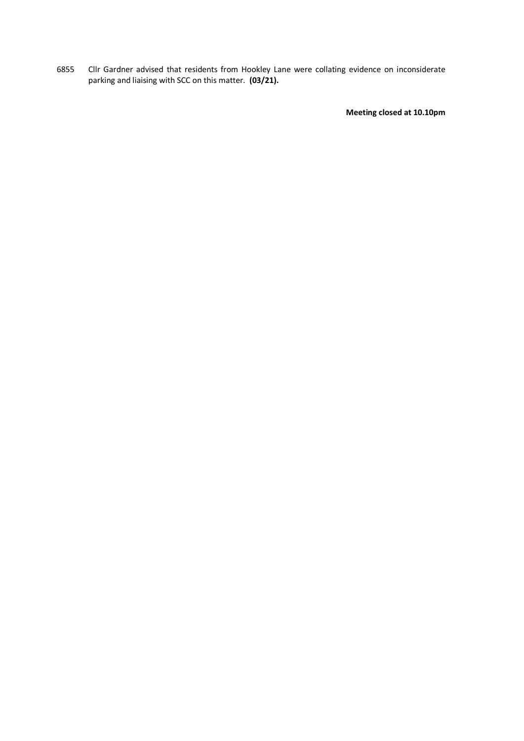6855 Cllr Gardner advised that residents from Hookley Lane were collating evidence on inconsiderate parking and liaising with SCC on this matter. **(03/21).**

**Meeting closed at 10.10pm**